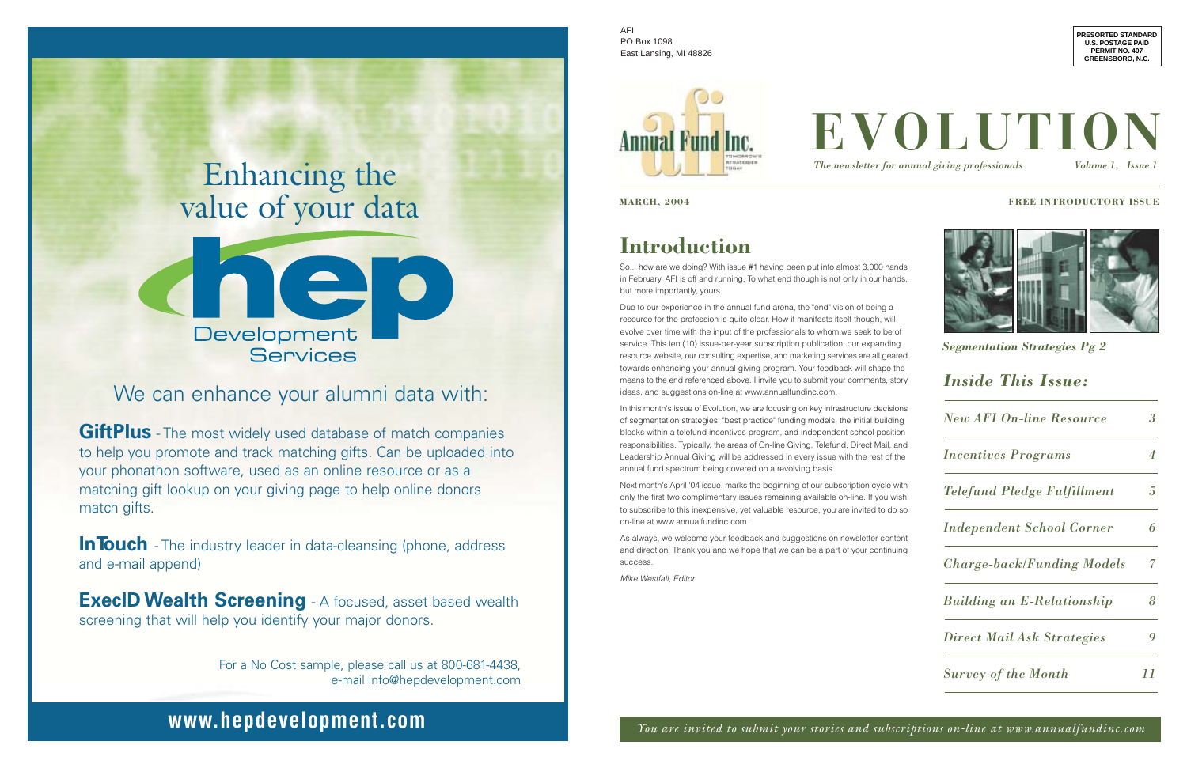# Enhancing the value of your data

**hep** Development Services

## We can enhance your alumni data with:

**GiftPlus** - The most widely used database of match companies to help you promote and track matching gifts. Can be uploaded into your phonathon software, used as an online resource or as a matching gift lookup on your giving page to help online donors match gifts.

**InTouch** - The industry leader in data-cleansing (phone, address and e-mail append)

**ExecID Wealth Screening** - A focused, asset based wealth screening that will help you identify your major donors.

For a No Cost sample, please call us at 800-681-4438, e-mail info@hepdevelopment.com

**www.hepdevelopment.com**

---

AFI
PO Box 1098
East Lansing, MI 48826

PRESORTED STANDARD
U.S. POSTAGE PAID
PERMIT NO. 407
GREENSBORO, N.C.

Annual Fund Inc. — Tomorrow's Strategies Today

# EVOLUTION

*The newsletter for annual giving professionals* — *Volume 1, Issue 1*

**MARCH, 2004** — **FREE INTRODUCTORY ISSUE**

## Introduction

So... how are we doing? With issue #1 having been put into almost 3,000 hands in February, AFI is off and running. To what end though is not only in our hands, but more importantly, yours.

Due to our experience in the annual fund arena, the "end" vision of being a resource for the profession is quite clear. How it manifests itself though, will evolve over time with the input of the professionals to whom we seek to be of service. This ten (10) issue-per-year subscription publication, our expanding resource website, our consulting expertise, and marketing services are all geared towards enhancing your annual giving program. Your feedback will shape the means to the end referenced above. I invite you to submit your comments, story ideas, and suggestions on-line at www.annualfundinc.com.

In this month's issue of Evolution, we are focusing on key infrastructure decisions of segmentation strategies, "best practice" funding models, the initial building blocks within a telefund incentives program, and independent school position responsibilities. Typically, the areas of On-line Giving, Telefund, Direct Mail, and Leadership Annual Giving will be addressed in every issue with the rest of the annual fund spectrum being covered on a revolving basis.

Next month's April '04 issue, marks the beginning of our subscription cycle with only the first two complimentary issues remaining available on-line. If you wish to subscribe to this inexpensive, yet valuable resource, you are invited to do so on-line at www.annualfundinc.com.

As always, we welcome your feedback and suggestions on newsletter content and direction. Thank you and we hope that we can be a part of your continuing success.

*Mike Westfall, Editor*

*Segmentation Strategies Pg 2*

## *Inside This Issue:*

| | |
|---|---|
| *New AFI On-line Resource* | *3* |
| *Incentives Programs* | *4* |
| *Telefund Pledge Fulfillment* | *5* |
| *Independent School Corner* | *6* |
| *Charge-back/Funding Models* | *7* |
| *Building an E-Relationship* | *8* |
| *Direct Mail Ask Strategies* | *9* |
| *Survey of the Month* | *11* |

*You are invited to submit your stories and subscriptions on-line at www.annualfundinc.com*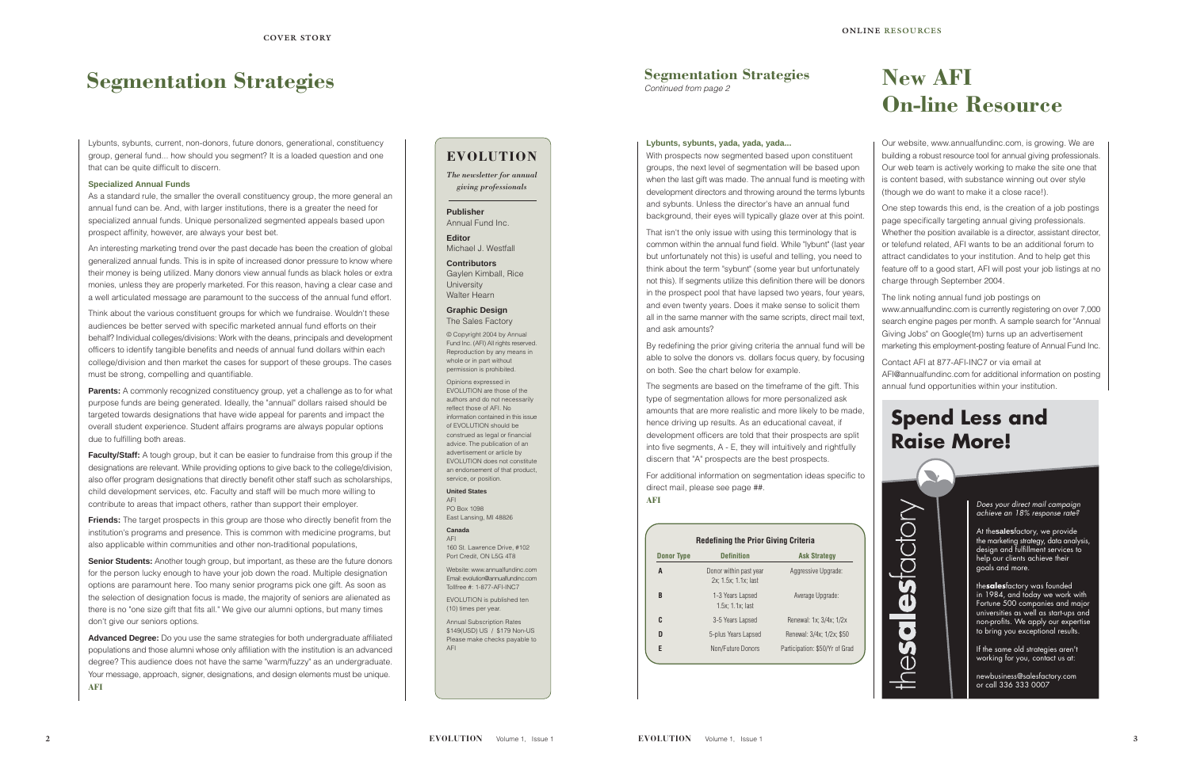# Segmentation Strategies

Lybunts, sybunts, current, non-donors, future donors, generational, constituency group, general fund... how should you segment? It is a loaded question and one that can be quite difficult to discern.

### Specialized Annual Funds

As a standard rule, the smaller the overall constituency group, the more general an annual fund can be. And, with larger institutions, there is a greater the need for specialized annual funds. Unique personalized segmented appeals based upon prospect affinity, however, are always your best bet.

An interesting marketing trend over the past decade has been the creation of global generalized annual funds. This is in spite of increased donor pressure to know where their money is being utilized. Many donors view annual funds as black holes or extra monies, unless they are properly marketed. For this reason, having a clear case and a well articulated message are paramount to the success of the annual fund effort.

Think about the various constituent groups for which we fundraise. Wouldn't these audiences be better served with specific marketed annual fund efforts on their behalf? Individual colleges/divisions: Work with the deans, principals and development officers to identify tangible benefits and needs of annual fund dollars within each college/division and then market the cases for support of these groups. The cases must be strong, compelling and quantifiable.

**Parents:** A commonly recognized constituency group, yet a challenge as to for what purpose funds are being generated. Ideally, the "annual" dollars raised should be targeted towards designations that have wide appeal for parents and impact the overall student experience. Student affairs programs are always popular options due to fulfilling both areas.

**Faculty/Staff:** A tough group, but it can be easier to fundraise from this group if the designations are relevant. While providing options to give back to the college/division, also offer program designations that directly benefit other staff such as scholarships, child development services, etc. Faculty and staff will be much more willing to contribute to areas that impact others, rather than support their employer.

**Friends:** The target prospects in this group are those who directly benefit from the institution's programs and presence. This is common with medicine programs, but also applicable within communities and other non-traditional populations,

**Senior Students:** Another tough group, but important, as these are the future donors for the person lucky enough to have your job down the road. Multiple designation options are paramount here. Too many senior programs pick one gift. As soon as the selection of designation focus is made, the majority of seniors are alienated as there is no "one size gift that fits all." We give our alumni options, but many times don't give our seniors options.

**Advanced Degree:** Do you use the same strategies for both undergraduate affiliated populations and those alumni whose only affiliation with the institution is an advanced degree? This audience does not have the same "warm/fuzzy" as an undergraduate. Your message, approach, signer, designations, and design elements must be unique.
**AFI**

---

## EVOLUTION

*The newsletter for annual giving professionals*

**Publisher**
Annual Fund Inc.

**Editor**
Michael J. Westfall

**Contributors**
Gaylen Kimball, Rice University
Walter Hearn

**Graphic Design**
The Sales Factory

© Copyright 2004 by Annual Fund Inc. (AFI) All rights reserved. Reproduction by any means in whole or in part without permission is prohibited.

Opinions expressed in EVOLUTION are those of the authors and do not necessarily reflect those of AFI. No information contained in this issue of EVOLUTION should be construed as legal or financial advice. The publication of an advertisement or article by EVOLUTION does not constitute an endorsement of that product, service, or position.

**United States**
AFI
PO Box 1098
East Lansing, MI 48826

**Canada**
AFI
160 St. Lawrence Drive, #102
Port Credit, ON L5G 4T8

Website: www.annualfundinc.com
Email: evolution@annualfundinc.com
Tollfree #: 1-877-AFI-INC7

EVOLUTION is published ten (10) times per year.

Annual Subscription Rates
$149(USD) US / $179 Non-US
Please make checks payable to AFI

---

## Segmentation Strategies

*Continued from page 2*

### Lybunts, sybunts, yada, yada, yada...

With prospects now segmented based upon constituent groups, the next level of segmentation will be based upon when the last gift was made. The annual fund is meeting with development directors and throwing around the terms lybunts and sybunts. Unless the director's have an annual fund background, their eyes will typically glaze over at this point.

That isn't the only issue with using this terminology that is common within the annual fund field. While "lybunt" (last year but unfortunately not this) is useful and telling, you need to think about the term "sybunt" (some year but unfortunately not this). If segments utilize this definition there will be donors in the prospect pool that have lapsed two years, four years, and even twenty years. Does it make sense to solicit them all in the same manner with the same scripts, direct mail text, and ask amounts?

By redefining the prior giving criteria the annual fund will be able to solve the donors vs. dollars focus query, by focusing on both. See the chart below for example.

The segments are based on the timeframe of the gift. This type of segmentation allows for more personalized ask amounts that are more realistic and more likely to be made, hence driving up results. As an educational caveat, if development officers are told that their prospects are split into five segments, A - E, they will intuitively and rightfully discern that "A" prospects are the best prospects.

For additional information on segmentation ideas specific to direct mail, please see page ##.
**AFI**

**Redefining the Prior Giving Criteria**

| Donor Type | Definition | Ask Strategy |
|---|---|---|
| A | Donor within past year 2x; 1.5x; 1.1x; last | Aggressive Upgrade: |
| B | 1-3 Years Lapsed 1.5x; 1.1x; last | Average Upgrade: |
| C | 3-5 Years Lapsed | Renewal: 1x; 3/4x; 1/2x |
| D | 5-plus Years Lapsed | Renewal: 3/4x; 1/2x; $50 |
| E | Non/Future Donors | Participation: $50/Yr of Grad |

---

# New AFI On-line Resource

Our website, www.annualfundinc.com, is growing. We are building a robust resource tool for annual giving professionals. Our web team is actively working to make the site one that is content based, with substance winning out over style (though we do want to make it a close race!).

One step towards this end, is the creation of a job postings page specifically targeting annual giving professionals. Whether the position available is a director, assistant director, or telefund related, AFI wants to be an additional forum to attract candidates to your institution. And to help get this feature off to a good start, AFI will post your job listings at no charge through September 2004.

The link noting annual fund job postings on www.annualfundinc.com is currently registering on over 7,000 search engine pages per month. A sample search for "Annual Giving Jobs" on Google(tm) turns up an advertisement marketing this employment-posting feature of Annual Fund Inc.

Contact AFI at 877-AFI-INC7 or via email at AFI@annualfundinc.com for additional information on posting annual fund opportunities within your institution.

---

## Spend Less and Raise More!

thesalesfactory

*Does your direct mail campaign achieve an 18% response rate?*

At the**sales**factory, we provide the marketing strategy, data analysis, design and fulfillment services to help our clients achieve their goals and more.

the**sales**factory was founded in 1984, and today we work with Fortune 500 companies and major universities as well as start-ups and non-profits. We apply our expertise to bring you exceptional results.

If the same old strategies aren't working for you, contact us at:

newbusiness@salesfactory.com
or call 336 333 0007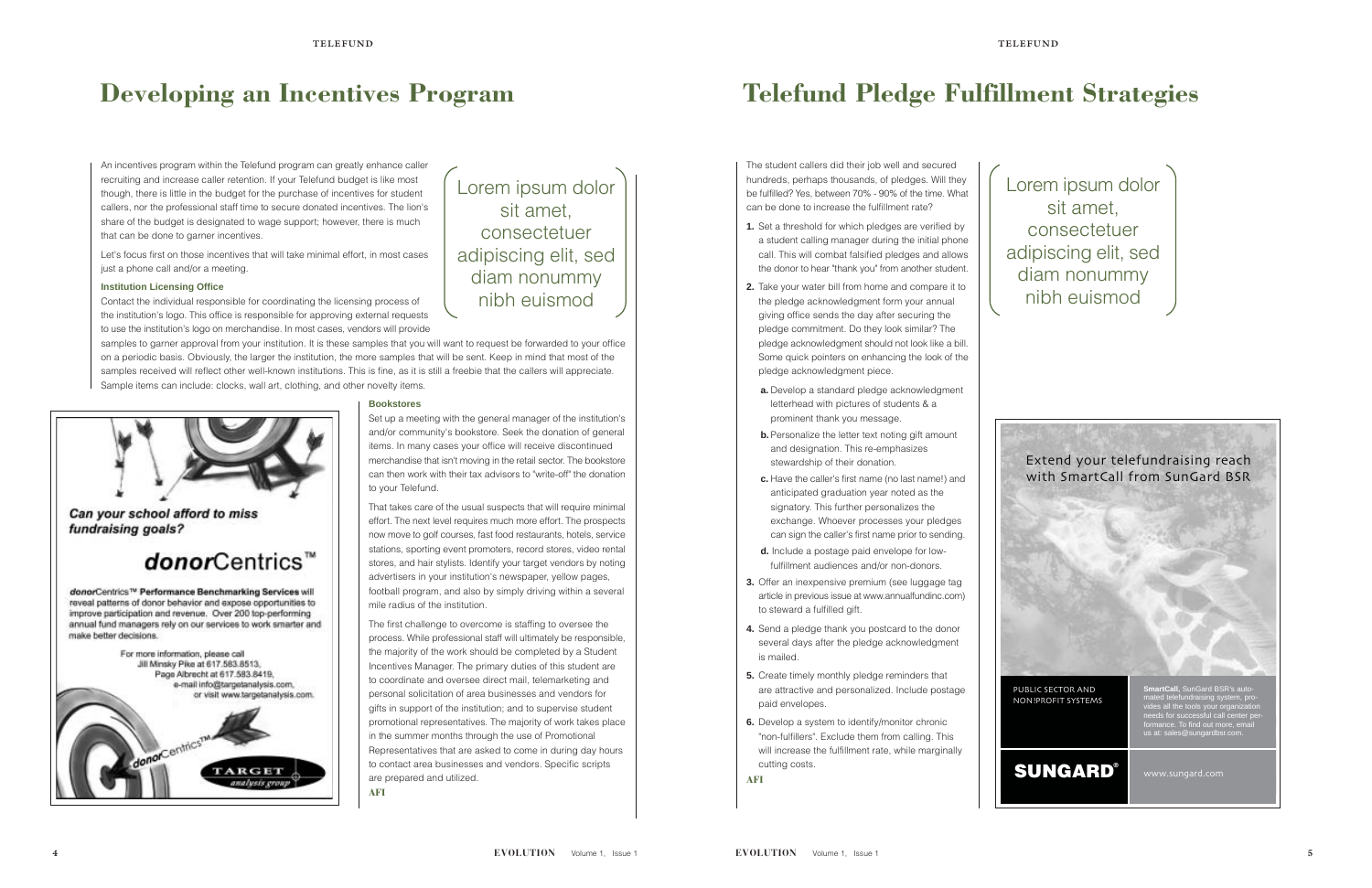# Developing an Incentives Program

An incentives program within the Telefund program can greatly enhance caller recruiting and increase caller retention. If your Telefund budget is like most though, there is little in the budget for the purchase of incentives for student callers, nor the professional staff time to secure donated incentives. The lion's share of the budget is designated to wage support; however, there is much that can be done to garner incentives.

Let's focus first on those incentives that will take minimal effort, in most cases just a phone call and/or a meeting.

> Lorem ipsum dolor sit amet, consectetuer adipiscing elit, sed diam nonummy nibh euismod

### Institution Licensing Office

Contact the individual responsible for coordinating the licensing process of the institution's logo. This office is responsible for approving external requests to use the institution's logo on merchandise. In most cases, vendors will provide samples to garner approval from your institution. It is these samples that you will want to request be forwarded to your office on a periodic basis. Obviously, the larger the institution, the more samples that will be sent. Keep in mind that most of the samples received will reflect other well-known institutions. This is fine, as it is still a freebie that the callers will appreciate. Sample items can include: clocks, wall art, clothing, and other novelty items.

### Bookstores

Set up a meeting with the general manager of the institution's and/or community's bookstore. Seek the donation of general items. In many cases your office will receive discontinued merchandise that isn't moving in the retail sector. The bookstore can then work with their tax advisors to "write-off" the donation to your Telefund.

That takes care of the usual suspects that will require minimal effort. The next level requires much more effort. The prospects now move to golf courses, fast food restaurants, hotels, service stations, sporting event promoters, record stores, video rental stores, and hair stylists. Identify your target vendors by noting advertisers in your institution's newspaper, yellow pages, football program, and also by simply driving within a several mile radius of the institution.

The first challenge to overcome is staffing to oversee the process. While professional staff will ultimately be responsible, the majority of the work should be completed by a Student Incentives Manager. The primary duties of this student are to coordinate and oversee direct mail, telemarketing and personal solicitation of area businesses and vendors for gifts in support of the institution; and to supervise student promotional representatives. The majority of work takes place in the summer months through the use of Promotional Representatives that are asked to come in during day hours to contact area businesses and vendors. Specific scripts are prepared and utilized.

**AFI**

*Can your school afford to miss fundraising goals?*

***donor*Centrics™**

*donor*Centrics™ **Performance Benchmarking Services** will reveal patterns of donor behavior and expose opportunities to improve participation and revenue. Over 200 top-performing annual fund managers rely on our services to work smarter and make better decisions.

For more information, please call Jill Minsky Pike at 617.583.8513, Page Albrecht at 617.583.8419, e-mail info@targetanalysis.com, or visit www.targetanalysis.com.

TARGET analysis group

# Telefund Pledge Fulfillment Strategies

The student callers did their job well and secured hundreds, perhaps thousands, of pledges. Will they be fulfilled? Yes, between 70% - 90% of the time. What can be done to increase the fulfillment rate?

> Lorem ipsum dolor sit amet, consectetuer adipiscing elit, sed diam nonummy nibh euismod

1. Set a threshold for which pledges are verified by a student calling manager during the initial phone call. This will combat falsified pledges and allows the donor to hear "thank you" from another student.
2. Take your water bill from home and compare it to the pledge acknowledgment form your annual giving office sends the day after securing the pledge commitment. Do they look similar? The pledge acknowledgment should not look like a bill. Some quick pointers on enhancing the look of the pledge acknowledgment piece.
   - a. Develop a standard pledge acknowledgment letterhead with pictures of students & a prominent thank you message.
   - b. Personalize the letter text noting gift amount and designation. This re-emphasizes stewardship of their donation.
   - c. Have the caller's first name (no last name!) and anticipated graduation year noted as the signatory. This further personalizes the exchange. Whoever processes your pledges can sign the caller's first name prior to sending.
   - d. Include a postage paid envelope for low-fulfillment audiences and/or non-donors.
3. Offer an inexpensive premium (see luggage tag article in previous issue at www.annualfundinc.com) to steward a fulfilled gift.
4. Send a pledge thank you postcard to the donor several days after the pledge acknowledgment is mailed.
5. Create timely monthly pledge reminders that are attractive and personalized. Include postage paid envelopes.
6. Develop a system to identify/monitor chronic "non-fulfillers". Exclude them from calling. This will increase the fulfillment rate, while marginally cutting costs.

**AFI**

Extend your telefundraising reach with SmartCall from SunGard BSR

PUBLIC SECTOR AND NON PROFIT SYSTEMS

**SmartCall**, SunGard BSR's automated telefundraising system, provides all the tools your organization needs for successful call center performance. To find out more, email us at: sales@sungardbsr.com.

**SUNGARD®**

www.sungard.com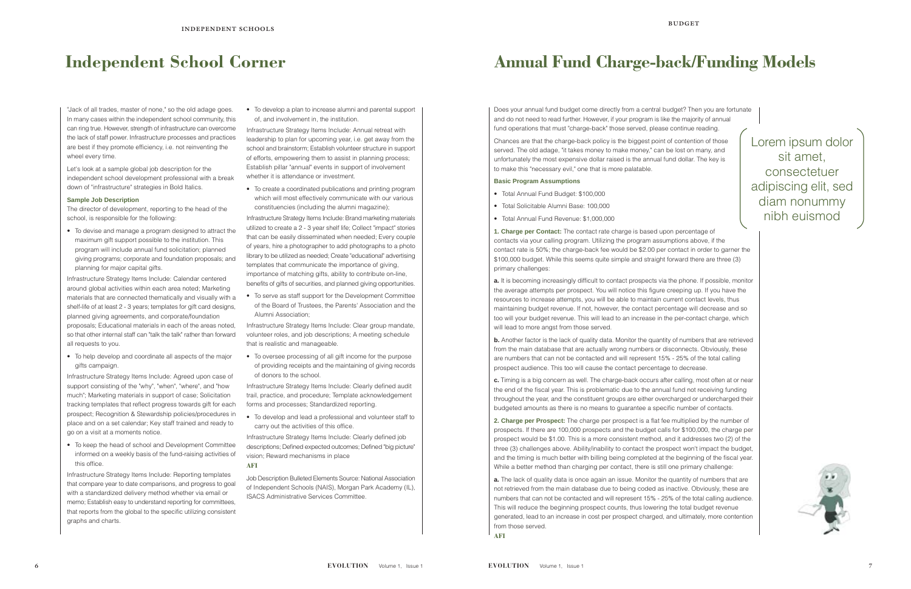# Independent School Corner

"Jack of all trades, master of none," so the old adage goes. In many cases within the independent school community, this can ring true. However, strength of infrastructure can overcome the lack of staff power. Infrastructure processes and practices are best if they promote efficiency, i.e. not reinventing the wheel every time.

Let's look at a sample global job description for the independent school development professional with a break down of "infrastructure" strategies in Bold Italics.

### Sample Job Description

The director of development, reporting to the head of the school, is responsible for the following:

- To devise and manage a program designed to attract the maximum gift support possible to the institution. This program will include annual fund solicitation; planned giving programs; corporate and foundation proposals; and planning for major capital gifts.

Infrastructure Strategy Items Include: Calendar centered around global activities within each area noted; Marketing materials that are connected thematically and visually with a shelf-life of at least 2 - 3 years; templates for gift card designs, planned giving agreements, and corporate/foundation proposals; Educational materials in each of the areas noted, so that other internal staff can "talk the talk" rather than forward all requests to you.

- To help develop and coordinate all aspects of the major gifts campaign.

Infrastructure Strategy Items Include: Agreed upon case of support consisting of the "why", "when", "where", and "how much"; Marketing materials in support of case; Solicitation tracking templates that reflect progress towards gift for each prospect; Recognition & Stewardship policies/procedures in place and on a set calendar; Key staff trained and ready to go on a visit at a moments notice.

- To keep the head of school and Development Committee informed on a weekly basis of the fund-raising activities of this office.

Infrastructure Strategy Items Include: Reporting templates that compare year to date comparisons, and progress to goal with a standardized delivery method whether via email or memo; Establish easy to understand reporting for committees, that reports from the global to the specific utilizing consistent graphs and charts.

- To develop a plan to increase alumni and parental support of, and involvement in, the institution.

Infrastructure Strategy Items Include: Annual retreat with leadership to plan for upcoming year, i.e. get away from the school and brainstorm; Establish volunteer structure in support of efforts, empowering them to assist in planning process; Establish pillar "annual" events in support of involvement whether it is attendance or investment.

- To create a coordinated publications and printing program which will most effectively communicate with our various constituencies (including the alumni magazine);

Infrastructure Strategy Items Include: Brand marketing materials utilized to create a 2 - 3 year shelf life; Collect "impact" stories that can be easily disseminated when needed; Every couple of years, hire a photographer to add photographs to a photo library to be utilized as needed; Create "educational" advertising templates that communicate the importance of giving, importance of matching gifts, ability to contribute on-line, benefits of gifts of securities, and planned giving opportunities.

- To serve as staff support for the Development Committee of the Board of Trustees, the Parents' Association and the Alumni Association;

Infrastructure Strategy Items Include: Clear group mandate, volunteer roles, and job descriptions; A meeting schedule that is realistic and manageable.

- To oversee processing of all gift income for the purpose of providing receipts and the maintaining of giving records of donors to the school.

Infrastructure Strategy Items Include: Clearly defined audit trail, practice, and procedure; Template acknowledgement forms and processes; Standardized reporting.

- To develop and lead a professional and volunteer staff to carry out the activities of this office.

Infrastructure Strategy Items Include: Clearly defined job descriptions; Defined expected outcomes; Defined "big picture" vision; Reward mechanisms in place

**AFI**

Job Description Bulleted Elements Source: National Association of Independent Schools (NAIS), Morgan Park Academy (IL), ISACS Administrative Services Committee.

# Annual Fund Charge-back/Funding Models

Does your annual fund budget come directly from a central budget? Then you are fortunate and do not need to read further. However, if your program is like the majority of annual fund operations that must "charge-back" those served, please continue reading.

Chances are that the charge-back policy is the biggest point of contention of those served. The old adage, "it takes money to make money," can be lost on many, and unfortunately the most expensive dollar raised is the annual fund dollar. The key is to make this "necessary evil," one that is more palatable.

Lorem ipsum dolor sit amet, consectetuer adipiscing elit, sed diam nonummy nibh euismod

### Basic Program Assumptions

- Total Annual Fund Budget: $100,000
- Total Solicitable Alumni Base: 100,000
- Total Annual Fund Revenue: $1,000,000

**1. Charge per Contact:** The contact rate charge is based upon percentage of contacts via your calling program. Utilizing the program assumptions above, if the contact rate is 50%; the charge-back fee would be $2.00 per contact in order to garner the $100,000 budget. While this seems quite simple and straight forward there are three (3) primary challenges:

**a.** It is becoming increasingly difficult to contact prospects via the phone. If possible, monitor the average attempts per prospect. You will notice this figure creeping up. If you have the resources to increase attempts, you will be able to maintain current contact levels, thus maintaining budget revenue. If not, however, the contact percentage will decrease and so too will your budget revenue. This will lead to an increase in the per-contact charge, which will lead to more angst from those served.

**b.** Another factor is the lack of quality data. Monitor the quantity of numbers that are retrieved from the main database that are actually wrong numbers or disconnects. Obviously, these are numbers that can not be contacted and will represent 15% - 25% of the total calling prospect audience. This too will cause the contact percentage to decrease.

**c.** Timing is a big concern as well. The charge-back occurs after calling, most often at or near the end of the fiscal year. This is problematic due to the annual fund not receiving funding throughout the year, and the constituent groups are either overcharged or undercharged their budgeted amounts as there is no means to guarantee a specific number of contacts.

**2. Charge per Prospect:** The charge per prospect is a flat fee multiplied by the number of prospects. If there are 100,000 prospects and the budget calls for $100,000, the charge per prospect would be $1.00. This is a more consistent method, and it addresses two (2) of the three (3) challenges above. Ability/inability to contact the prospect won't impact the budget, and the timing is much better with billing being completed at the beginning of the fiscal year. While a better method than charging per contact, there is still one primary challenge:

**a.** The lack of quality data is once again an issue. Monitor the quantity of numbers that are not retrieved from the main database due to being coded as inactive. Obviously, these are numbers that can not be contacted and will represent 15% - 25% of the total calling audience. This will reduce the beginning prospect counts, thus lowering the total budget revenue generated, lead to an increase in cost per prospect charged, and ultimately, more contention from those served.

**AFI**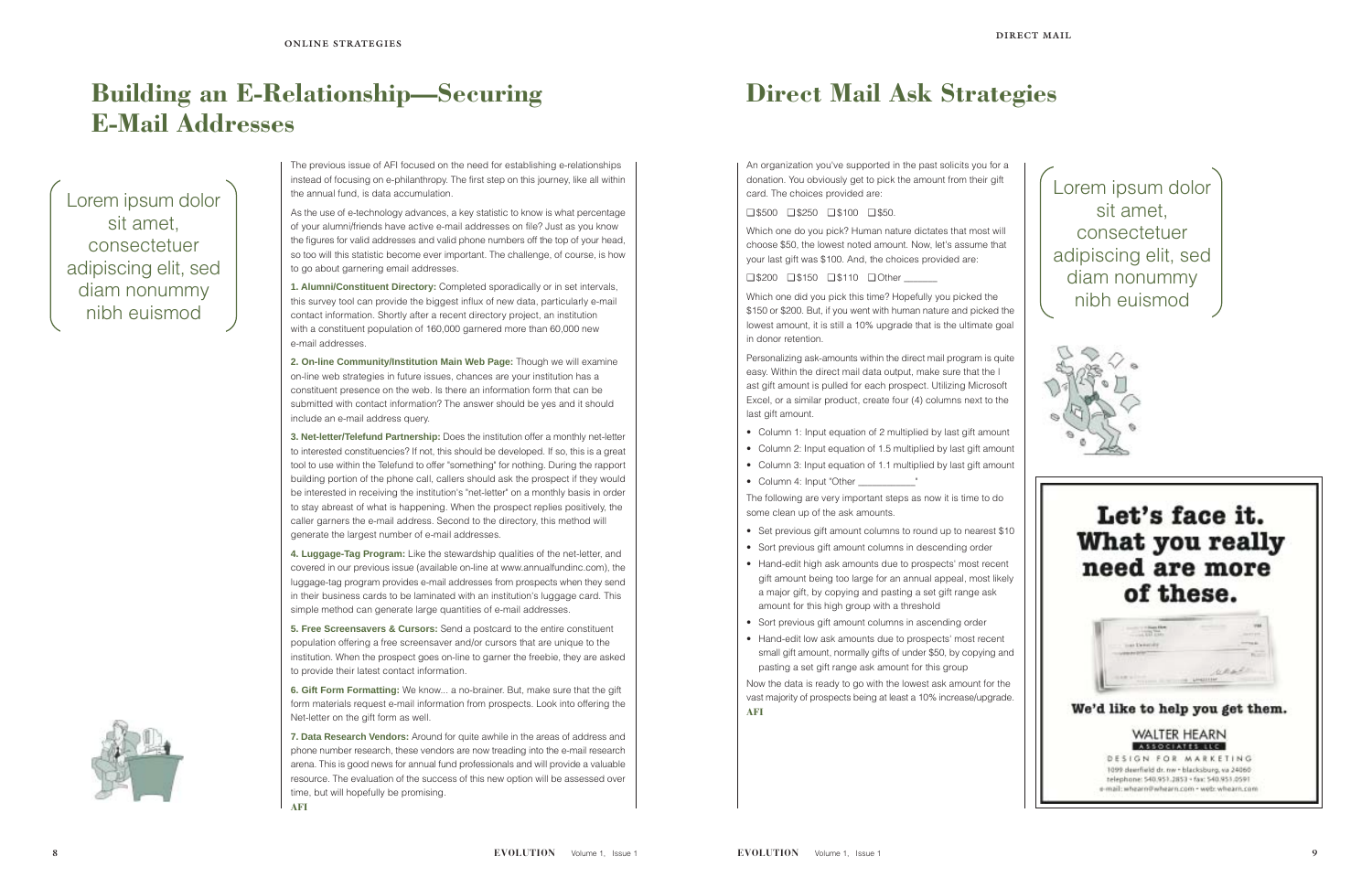# Building an E-Relationship—Securing E-Mail Addresses

Lorem ipsum dolor sit amet, consectetuer adipiscing elit, sed diam nonummy nibh euismod

The previous issue of AFI focused on the need for establishing e-relationships instead of focusing on e-philanthropy. The first step on this journey, like all within the annual fund, is data accumulation.

As the use of e-technology advances, a key statistic to know is what percentage of your alumni/friends have active e-mail addresses on file? Just as you know the figures for valid addresses and valid phone numbers off the top of your head, so too will this statistic become ever important. The challenge, of course, is how to go about garnering email addresses.

**1. Alumni/Constituent Directory:** Completed sporadically or in set intervals, this survey tool can provide the biggest influx of new data, particularly e-mail contact information. Shortly after a recent directory project, an institution with a constituent population of 160,000 garnered more than 60,000 new e-mail addresses.

**2. On-line Community/Institution Main Web Page:** Though we will examine on-line web strategies in future issues, chances are your institution has a constituent presence on the web. Is there an information form that can be submitted with contact information? The answer should be yes and it should include an e-mail address query.

**3. Net-letter/Telefund Partnership:** Does the institution offer a monthly net-letter to interested constituencies? If not, this should be developed. If so, this is a great tool to use within the Telefund to offer "something" for nothing. During the rapport building portion of the phone call, callers should ask the prospect if they would be interested in receiving the institution's "net-letter" on a monthly basis in order to stay abreast of what is happening. When the prospect replies positively, the caller garners the e-mail address. Second to the directory, this method will generate the largest number of e-mail addresses.

**4. Luggage-Tag Program:** Like the stewardship qualities of the net-letter, and covered in our previous issue (available on-line at www.annualfundinc.com), the luggage-tag program provides e-mail addresses from prospects when they send in their business cards to be laminated with an institution's luggage card. This simple method can generate large quantities of e-mail addresses.

**5. Free Screensavers & Cursors:** Send a postcard to the entire constituent population offering a free screensaver and/or cursors that are unique to the institution. When the prospect goes on-line to garner the freebie, they are asked to provide their latest contact information.

**6. Gift Form Formatting:** We know... a no-brainer. But, make sure that the gift form materials request e-mail information from prospects. Look into offering the Net-letter on the gift form as well.

**7. Data Research Vendors:** Around for quite awhile in the areas of address and phone number research, these vendors are now treading into the e-mail research arena. This is good news for annual fund professionals and will provide a valuable resource. The evaluation of the success of this new option will be assessed over time, but will hopefully be promising.

**AFI**

# Direct Mail Ask Strategies

Lorem ipsum dolor sit amet, consectetuer adipiscing elit, sed diam nonummy nibh euismod

An organization you've supported in the past solicits you for a donation. You obviously get to pick the amount from their gift card. The choices provided are:

❑ $500 ❑ $250 ❑ $100 ❑ $50.

Which one do you pick? Human nature dictates that most will choose $50, the lowest noted amount. Now, let's assume that your last gift was $100. And, the choices provided are:

❑ $200 ❑ $150 ❑ $110 ❑ Other ______

Which one did you pick this time? Hopefully you picked the $150 or $200. But, if you went with human nature and picked the lowest amount, it is still a 10% upgrade that is the ultimate goal in donor retention.

Personalizing ask-amounts within the direct mail program is quite easy. Within the direct mail data output, make sure that the l ast gift amount is pulled for each prospect. Utilizing Microsoft Excel, or a similar product, create four (4) columns next to the last gift amount.

- Column 1: Input equation of 2 multiplied by last gift amount
- Column 2: Input equation of 1.5 multiplied by last gift amount
- Column 3: Input equation of 1.1 multiplied by last gift amount
- Column 4: Input "Other __________"

The following are very important steps as now it is time to do some clean up of the ask amounts.

- Set previous gift amount columns to round up to nearest $10
- Sort previous gift amount columns in descending order
- Hand-edit high ask amounts due to prospects' most recent gift amount being too large for an annual appeal, most likely a major gift, by copying and pasting a set gift range ask amount for this high group with a threshold
- Sort previous gift amount columns in ascending order
- Hand-edit low ask amounts due to prospects' most recent small gift amount, normally gifts of under $50, by copying and pasting a set gift range ask amount for this group

Now the data is ready to go with the lowest ask amount for the vast majority of prospects being at least a 10% increase/upgrade.

**AFI**

**Let's face it. What you really need are more of these.**

**We'd like to help you get them.**

WALTER HEARN ASSOCIATES LLC

DESIGN FOR MARKETING

1099 deerfield dr. nw • blacksburg, va 24060
telephone: 540.951.2853 • fax: 540.951.0591
e-mail: whearn@whearn.com • web: whearn.com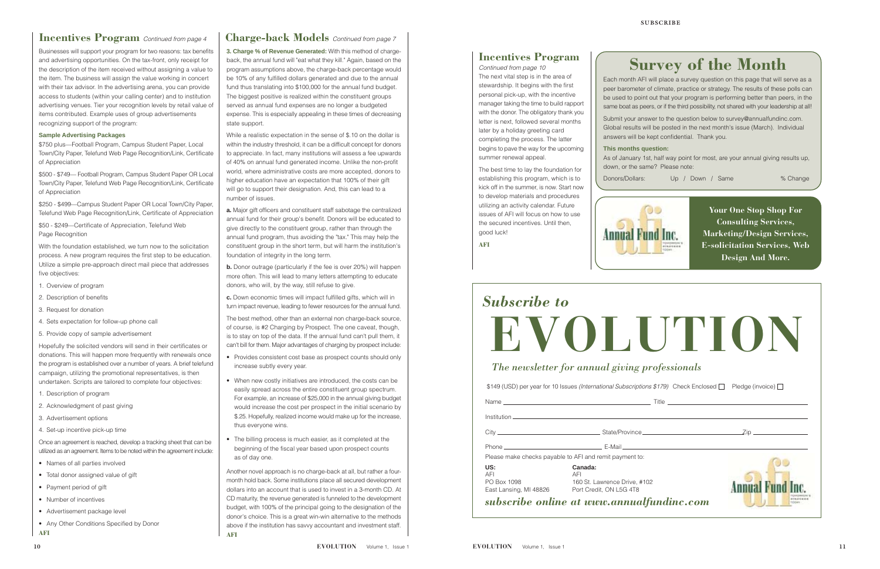## Incentives Program *Continued from page 4*

Businesses will support your program for two reasons: tax benefits and advertising opportunities. On the tax-front, only receipt for the description of the item received without assigning a value to the item. The business will assign the value working in concert with their tax advisor. In the advertising arena, you can provide access to students (within your calling center) and to institution advertising venues. Tier your recognition levels by retail value of items contributed. Example uses of group advertisements recognizing support of the program:

**Sample Advertising Packages**

$750 plus—Football Program, Campus Student Paper, Local Town/City Paper, Telefund Web Page Recognition/Link, Certificate of Appreciation

$500 - $749— Football Program, Campus Student Paper OR Local Town/City Paper, Telefund Web Page Recognition/Link, Certificate of Appreciation

$250 - $499—Campus Student Paper OR Local Town/City Paper, Telefund Web Page Recognition/Link, Certificate of Appreciation

$50 - $249—Certificate of Appreciation, Telefund Web Page Recognition

With the foundation established, we turn now to the solicitation process. A new program requires the first step to be education. Utilize a simple pre-approach direct mail piece that addresses five objectives:

1. Overview of program
2. Description of benefits
3. Request for donation
4. Sets expectation for follow-up phone call
5. Provide copy of sample advertisement

Hopefully the solicited vendors will send in their certificates or donations. This will happen more frequently with renewals once the program is established over a number of years. A brief telefund campaign, utilizing the promotional representatives, is then undertaken. Scripts are tailored to complete four objectives:

1. Description of program
2. Acknowledgment of past giving
3. Advertisement options
4. Set-up incentive pick-up time

Once an agreement is reached, develop a tracking sheet that can be utilized as an agreement. Items to be noted within the agreement include:

- Names of all parties involved
- Total donor assigned value of gift
- Payment period of gift
- Number of incentives
- Advertisement package level
- Any Other Conditions Specified by Donor

**AFI**

## Charge-back Models *Continued from page 7*

**3. Charge % of Revenue Generated:** With this method of charge-back, the annual fund will "eat what they kill." Again, based on the program assumptions above, the charge-back percentage would be 10% of any fulfilled dollars generated and due to the annual fund thus translating into $100,000 for the annual fund budget. The biggest positive is realized within the constituent groups served as annual fund expenses are no longer a budgeted expense. This is especially appealing in these times of decreasing state support.

While a realistic expectation in the sense of $.10 on the dollar is within the industry threshold, it can be a difficult concept for donors to appreciate. In fact, many institutions will assess a fee upwards of 40% on annual fund generated income. Unlike the non-profit world, where administrative costs are more accepted, donors to higher education have an expectation that 100% of their gift will go to support their designation. And, this can lead to a number of issues.

**a.** Major gift officers and constituent staff sabotage the centralized annual fund for their group's benefit. Donors will be educated to give directly to the constituent group, rather than through the annual fund program, thus avoiding the "tax." This may help the constituent group in the short term, but will harm the institution's foundation of integrity in the long term.

**b.** Donor outrage (particularly if the fee is over 20%) will happen more often. This will lead to many letters attempting to educate donors, who will, by the way, still refuse to give.

**c.** Down economic times will impact fulfilled gifts, which will in turn impact revenue, leading to fewer resources for the annual fund.

The best method, other than an external non charge-back source, of course, is #2 Charging by Prospect. The one caveat, though, is to stay on top of the data. If the annual fund can't pull them, it can't bill for them. Major advantages of charging by prospect include:

- Provides consistent cost base as prospect counts should only increase subtly every year.
- When new costly initiatives are introduced, the costs can be easily spread across the entire constituent group spectrum. For example, an increase of $25,000 in the annual giving budget would increase the cost per prospect in the initial scenario by $.25. Hopefully, realized income would make up for the increase, thus everyone wins.
- The billing process is much easier, as it completed at the beginning of the fiscal year based upon prospect counts as of day one.

Another novel approach is no charge-back at all, but rather a four-month hold back. Some institutions place all secured development dollars into an account that is used to invest in a 3-month CD. At CD maturity, the revenue generated is funneled to the development budget, with 100% of the principal going to the designation of the donor's choice. This is a great win-win alternative to the methods above if the institution has savvy accountant and investment staff.

**AFI**

## Incentives Program

*Continued from page 10*

The next vital step is in the area of stewardship. It begins with the first personal pick-up, with the incentive manager taking the time to build rapport with the donor. The obligatory thank you letter is next, followed several months later by a holiday greeting card completing the process. The latter begins to pave the way for the upcoming summer renewal appeal.

The best time to lay the foundation for establishing this program, which is to kick off in the summer, is now. Start now to develop materials and procedures utilizing an activity calendar. Future issues of AFI will focus on how to use the secured incentives. Until then, good luck!

**AFI**

# Survey of the Month

Each month AFI will place a survey question on this page that will serve as a peer barometer of climate, practice or strategy. The results of these polls can be used to point out that your program is performing better than peers, in the same boat as peers, or if the third possibility, not shared with your leadership at all!

Submit your answer to the question below to survey@annualfundinc.com. Global results will be posted in the next month's issue (March). Individual answers will be kept confidential. Thank you.

**This months question:**

As of January 1st, half way point for most, are your annual giving results up, down, or the same? Please note:

Donors/Dollars: Up / Down / Same % Change

Annual Fund Inc.

**Your One Stop Shop For Consulting Services, Marketing/Design Services, E-solicitation Services, Web Design And More.**

*Subscribe to*

# EVOLUTION

*The newsletter for annual giving professionals*

$149 (USD) per year for 10 Issues *(International Subscriptions $179)* Check Enclosed ☐ Pledge (invoice) ☐

Name \_\_\_\_\_\_\_\_\_\_ Title \_\_\_\_\_\_\_\_\_\_

Institution \_\_\_\_\_\_\_\_\_\_

City \_\_\_\_\_\_\_\_\_\_ State/Province \_\_\_\_\_\_\_\_\_\_ Zip \_\_\_\_\_\_\_\_\_\_

Phone \_\_\_\_\_\_\_\_\_\_ E-Mail \_\_\_\_\_\_\_\_\_\_

Please make checks payable to AFI and remit payment to:

**US:**
AFI
PO Box 1098
East Lansing, MI 48826

**Canada:**
AFI
160 St. Lawrence Drive, #102
Port Credit, ON L5G 4T8

***subscribe online at www.annualfundinc.com***

Annual Fund Inc.